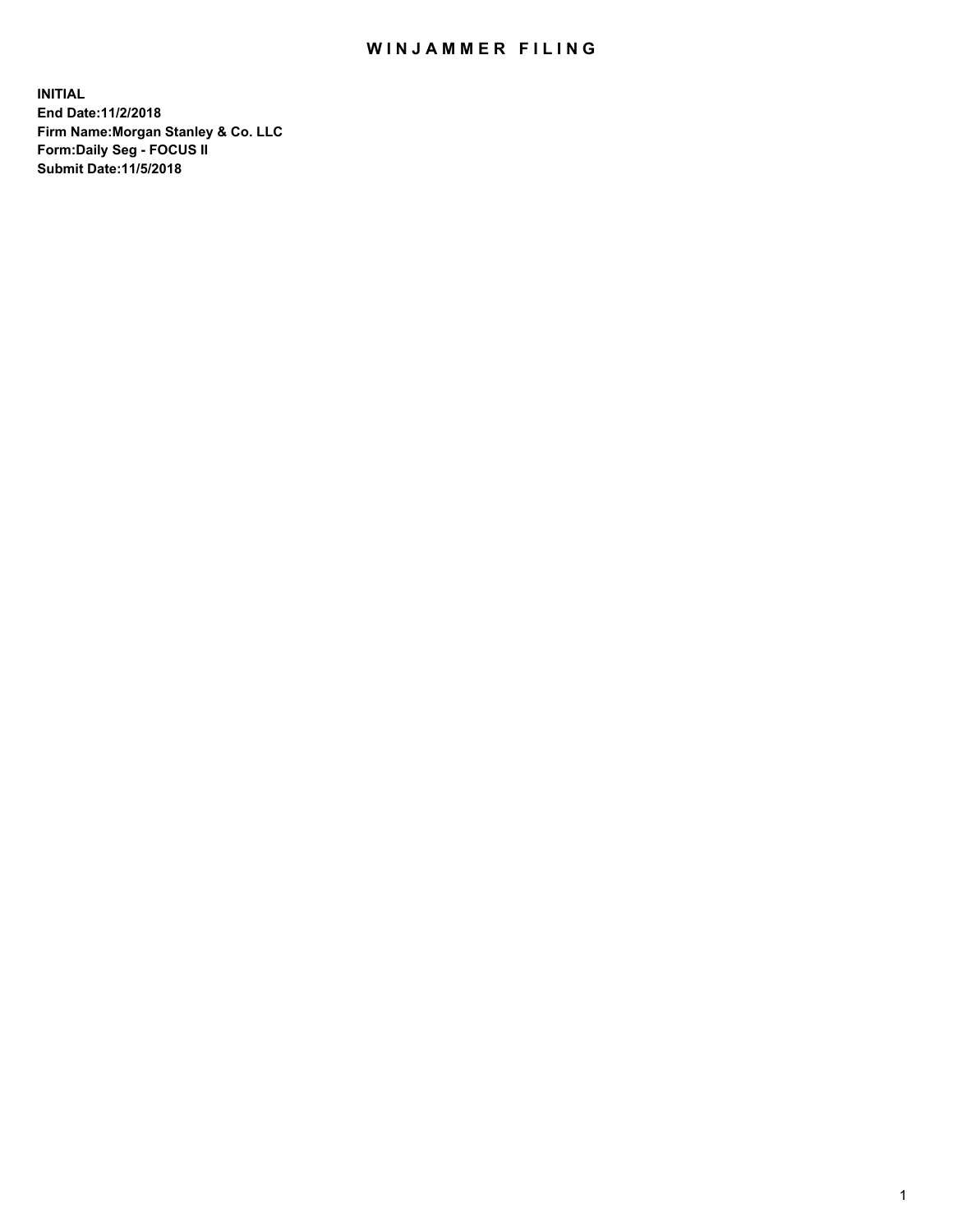# WINJAMMER FILING

**INITIAL**
**End Date:11/2/2018**
**Firm Name:Morgan Stanley & Co. LLC**
**Form:Daily Seg - FOCUS II**
**Submit Date:11/5/2018**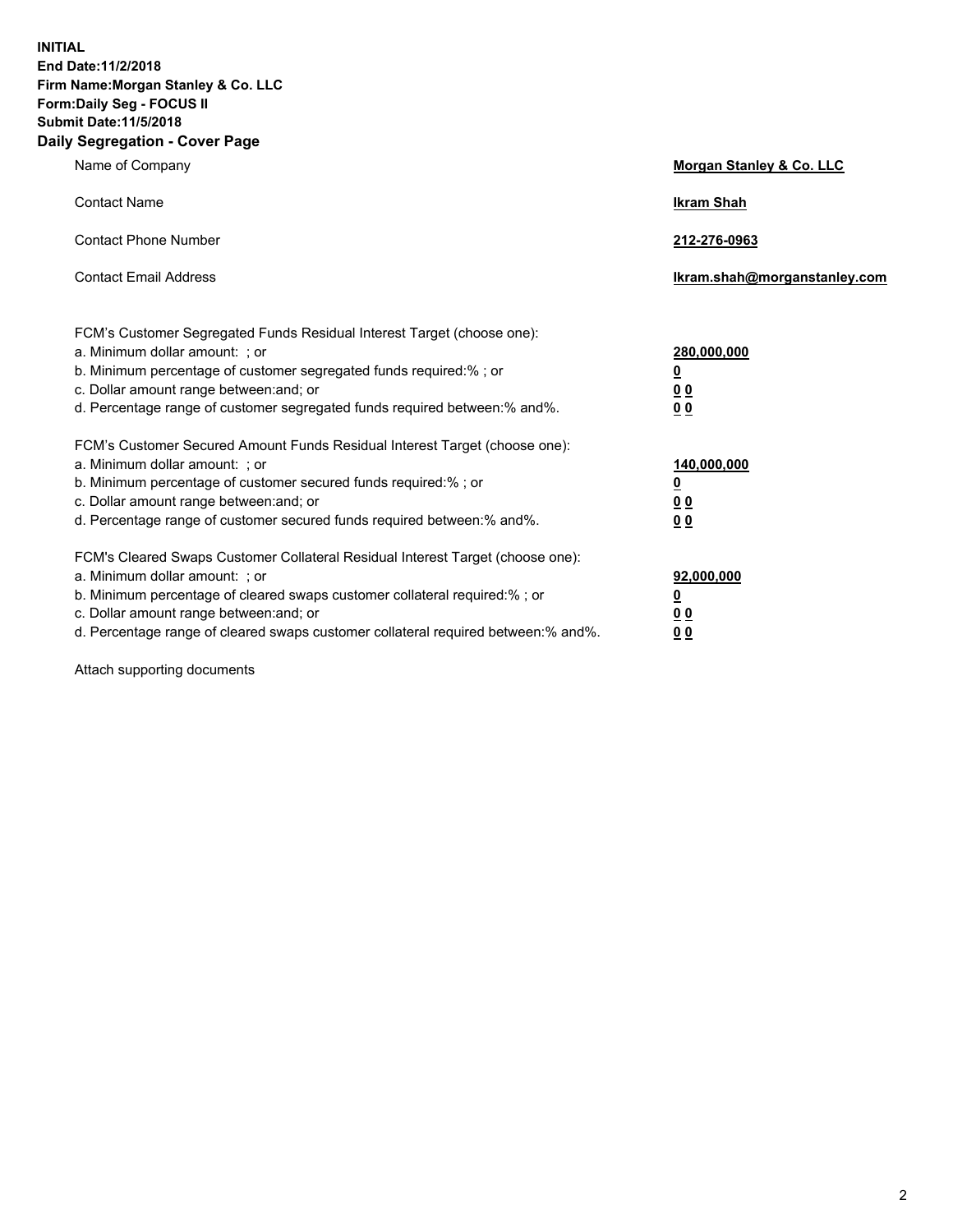**INITIAL**
**End Date:11/2/2018**
**Firm Name:Morgan Stanley & Co. LLC**
**Form:Daily Seg - FOCUS II**
**Submit Date:11/5/2018**
**Daily Segregation - Cover Page**

| | |
|---|---|
| Name of Company | **Morgan Stanley & Co. LLC** |
| Contact Name | **Ikram Shah** |
| Contact Phone Number | **212-276-0963** |
| Contact Email Address | **Ikram.shah@morganstanley.com** |

FCM's Customer Segregated Funds Residual Interest Target (choose one):

| | |
|---|---|
| a. Minimum dollar amount: ; or | **280,000,000** |
| b. Minimum percentage of customer segregated funds required:% ; or | **0** |
| c. Dollar amount range between:and; or | **0 0** |
| d. Percentage range of customer segregated funds required between:% and%. | **0 0** |

FCM's Customer Secured Amount Funds Residual Interest Target (choose one):

| | |
|---|---|
| a. Minimum dollar amount: ; or | **140,000,000** |
| b. Minimum percentage of customer secured funds required:% ; or | **0** |
| c. Dollar amount range between:and; or | **0 0** |
| d. Percentage range of customer secured funds required between:% and%. | **0 0** |

FCM's Cleared Swaps Customer Collateral Residual Interest Target (choose one):

| | |
|---|---|
| a. Minimum dollar amount: ; or | **92,000,000** |
| b. Minimum percentage of cleared swaps customer collateral required:% ; or | **0** |
| c. Dollar amount range between:and; or | **0 0** |
| d. Percentage range of cleared swaps customer collateral required between:% and%. | **0 0** |

Attach supporting documents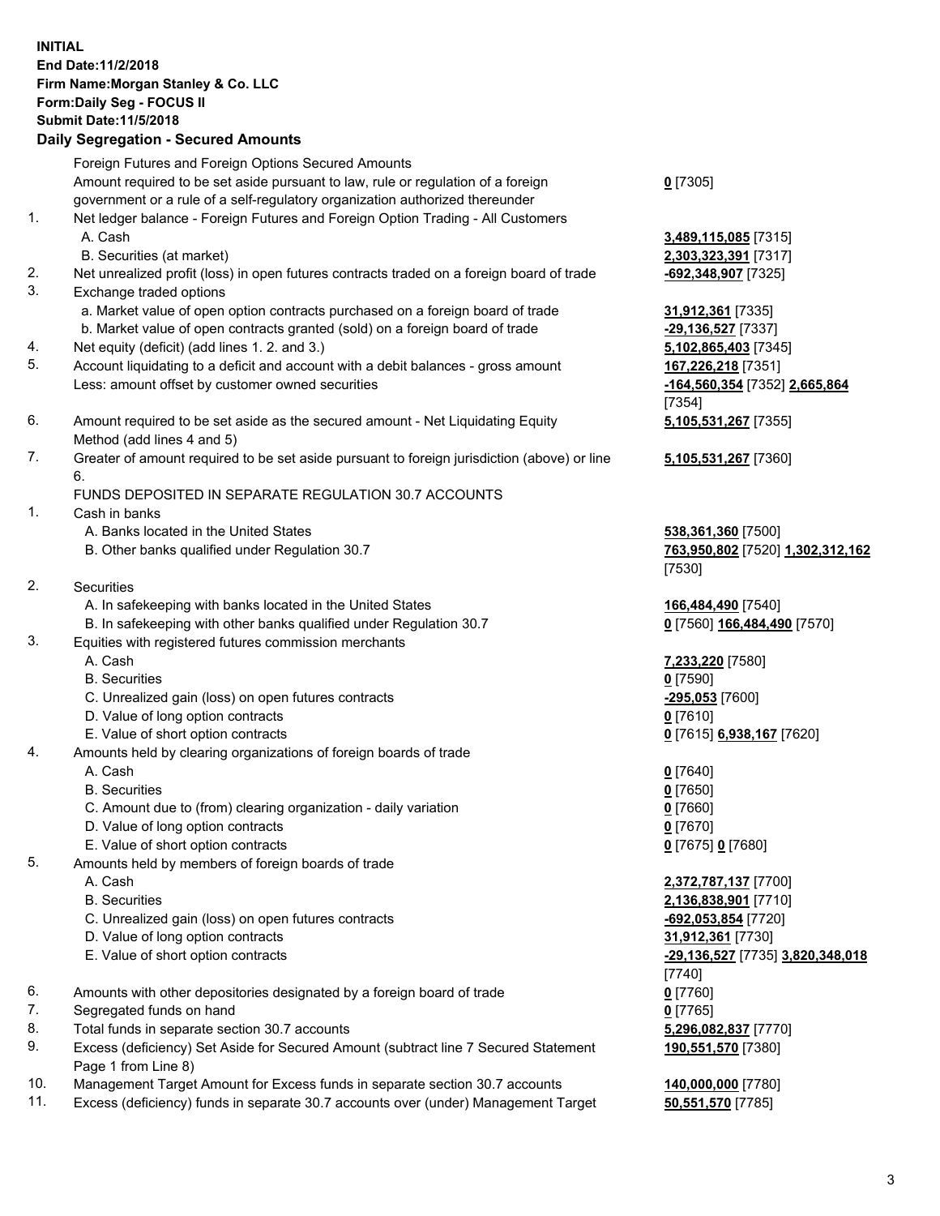**INITIAL**
**End Date:11/2/2018**
**Firm Name:Morgan Stanley & Co. LLC**
**Form:Daily Seg - FOCUS II**
**Submit Date:11/5/2018**

## Daily Segregation - Secured Amounts

| | | |
|---|---|---|
| | Foreign Futures and Foreign Options Secured Amounts | |
| | Amount required to be set aside pursuant to law, rule or regulation of a foreign government or a rule of a self-regulatory organization authorized thereunder | **0** [7305] |
| 1. | Net ledger balance - Foreign Futures and Foreign Option Trading - All Customers | |
| | A. Cash | **3,489,115,085** [7315] |
| | B. Securities (at market) | **2,303,323,391** [7317] |
| 2. | Net unrealized profit (loss) in open futures contracts traded on a foreign board of trade | **-692,348,907** [7325] |
| 3. | Exchange traded options | |
| | a. Market value of open option contracts purchased on a foreign board of trade | **31,912,361** [7335] |
| | b. Market value of open contracts granted (sold) on a foreign board of trade | **-29,136,527** [7337] |
| 4. | Net equity (deficit) (add lines 1. 2. and 3.) | **5,102,865,403** [7345] |
| 5. | Account liquidating to a deficit and account with a debit balances - gross amount | **167,226,218** [7351] |
| | Less: amount offset by customer owned securities | **-164,560,354** [7352] **2,665,864** [7354] |
| 6. | Amount required to be set aside as the secured amount - Net Liquidating Equity Method (add lines 4 and 5) | **5,105,531,267** [7355] |
| 7. | Greater of amount required to be set aside pursuant to foreign jurisdiction (above) or line 6. | **5,105,531,267** [7360] |
| | FUNDS DEPOSITED IN SEPARATE REGULATION 30.7 ACCOUNTS | |
| 1. | Cash in banks | |
| | A. Banks located in the United States | **538,361,360** [7500] |
| | B. Other banks qualified under Regulation 30.7 | **763,950,802** [7520] **1,302,312,162** [7530] |
| 2. | Securities | |
| | A. In safekeeping with banks located in the United States | **166,484,490** [7540] |
| | B. In safekeeping with other banks qualified under Regulation 30.7 | **0** [7560] **166,484,490** [7570] |
| 3. | Equities with registered futures commission merchants | |
| | A. Cash | **7,233,220** [7580] |
| | B. Securities | **0** [7590] |
| | C. Unrealized gain (loss) on open futures contracts | **-295,053** [7600] |
| | D. Value of long option contracts | **0** [7610] |
| | E. Value of short option contracts | **0** [7615] **6,938,167** [7620] |
| 4. | Amounts held by clearing organizations of foreign boards of trade | |
| | A. Cash | **0** [7640] |
| | B. Securities | **0** [7650] |
| | C. Amount due to (from) clearing organization - daily variation | **0** [7660] |
| | D. Value of long option contracts | **0** [7670] |
| | E. Value of short option contracts | **0** [7675] **0** [7680] |
| 5. | Amounts held by members of foreign boards of trade | |
| | A. Cash | **2,372,787,137** [7700] |
| | B. Securities | **2,136,838,901** [7710] |
| | C. Unrealized gain (loss) on open futures contracts | **-692,053,854** [7720] |
| | D. Value of long option contracts | **31,912,361** [7730] |
| | E. Value of short option contracts | **-29,136,527** [7735] **3,820,348,018** [7740] |
| 6. | Amounts with other depositories designated by a foreign board of trade | **0** [7760] |
| 7. | Segregated funds on hand | **0** [7765] |
| 8. | Total funds in separate section 30.7 accounts | **5,296,082,837** [7770] |
| 9. | Excess (deficiency) Set Aside for Secured Amount (subtract line 7 Secured Statement Page 1 from Line 8) | **190,551,570** [7380] |
| 10. | Management Target Amount for Excess funds in separate section 30.7 accounts | **140,000,000** [7780] |
| 11. | Excess (deficiency) funds in separate 30.7 accounts over (under) Management Target | **50,551,570** [7785] |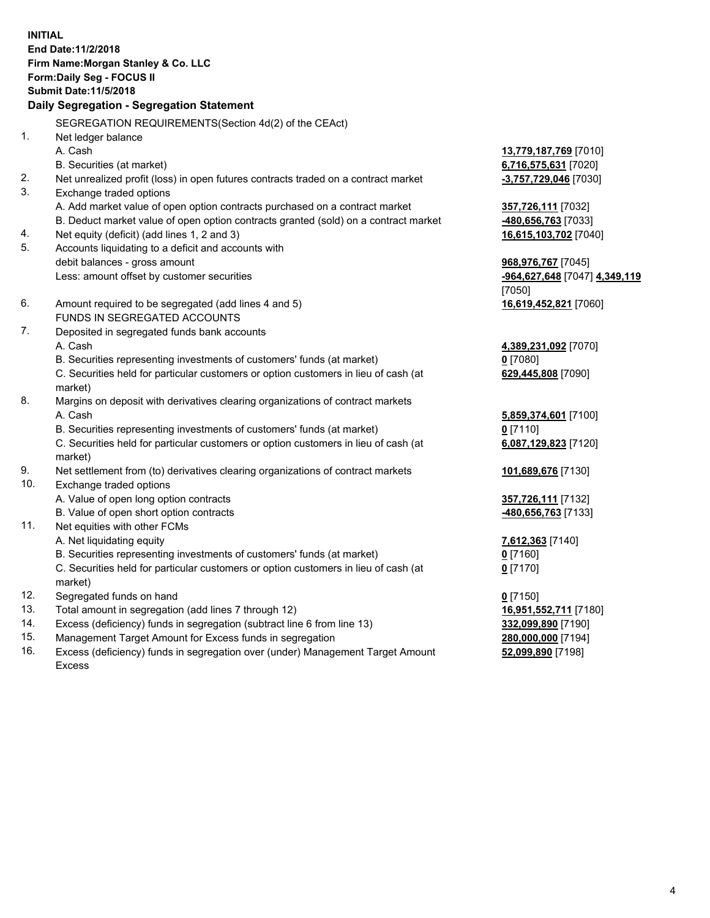**INITIAL**
**End Date:11/2/2018**
**Firm Name:Morgan Stanley & Co. LLC**
**Form:Daily Seg - FOCUS II**
**Submit Date:11/5/2018**

**Daily Segregation - Segregation Statement**

| | | |
|---|---|---|
| | SEGREGATION REQUIREMENTS(Section 4d(2) of the CEAct) | |
| 1. | Net ledger balance | |
| | A. Cash | **13,779,187,769** [7010] |
| | B. Securities (at market) | **6,716,575,631** [7020] |
| 2. | Net unrealized profit (loss) in open futures contracts traded on a contract market | **-3,757,729,046** [7030] |
| 3. | Exchange traded options | |
| | A. Add market value of open option contracts purchased on a contract market | **357,726,111** [7032] |
| | B. Deduct market value of open option contracts granted (sold) on a contract market | **-480,656,763** [7033] |
| 4. | Net equity (deficit) (add lines 1, 2 and 3) | **16,615,103,702** [7040] |
| 5. | Accounts liquidating to a deficit and accounts with debit balances - gross amount | **968,976,767** [7045] |
| | Less: amount offset by customer securities | **-964,627,648** [7047] **4,349,119** [7050] |
| 6. | Amount required to be segregated (add lines 4 and 5) | **16,619,452,821** [7060] |
| | FUNDS IN SEGREGATED ACCOUNTS | |
| 7. | Deposited in segregated funds bank accounts | |
| | A. Cash | **4,389,231,092** [7070] |
| | B. Securities representing investments of customers' funds (at market) | **0** [7080] |
| | C. Securities held for particular customers or option customers in lieu of cash (at market) | **629,445,808** [7090] |
| 8. | Margins on deposit with derivatives clearing organizations of contract markets | |
| | A. Cash | **5,859,374,601** [7100] |
| | B. Securities representing investments of customers' funds (at market) | **0** [7110] |
| | C. Securities held for particular customers or option customers in lieu of cash (at market) | **6,087,129,823** [7120] |
| 9. | Net settlement from (to) derivatives clearing organizations of contract markets | **101,689,676** [7130] |
| 10. | Exchange traded options | |
| | A. Value of open long option contracts | **357,726,111** [7132] |
| | B. Value of open short option contracts | **-480,656,763** [7133] |
| 11. | Net equities with other FCMs | |
| | A. Net liquidating equity | **7,612,363** [7140] |
| | B. Securities representing investments of customers' funds (at market) | **0** [7160] |
| | C. Securities held for particular customers or option customers in lieu of cash (at market) | **0** [7170] |
| 12. | Segregated funds on hand | **0** [7150] |
| 13. | Total amount in segregation (add lines 7 through 12) | **16,951,552,711** [7180] |
| 14. | Excess (deficiency) funds in segregation (subtract line 6 from line 13) | **332,099,890** [7190] |
| 15. | Management Target Amount for Excess funds in segregation | **280,000,000** [7194] |
| 16. | Excess (deficiency) funds in segregation over (under) Management Target Amount Excess | **52,099,890** [7198] |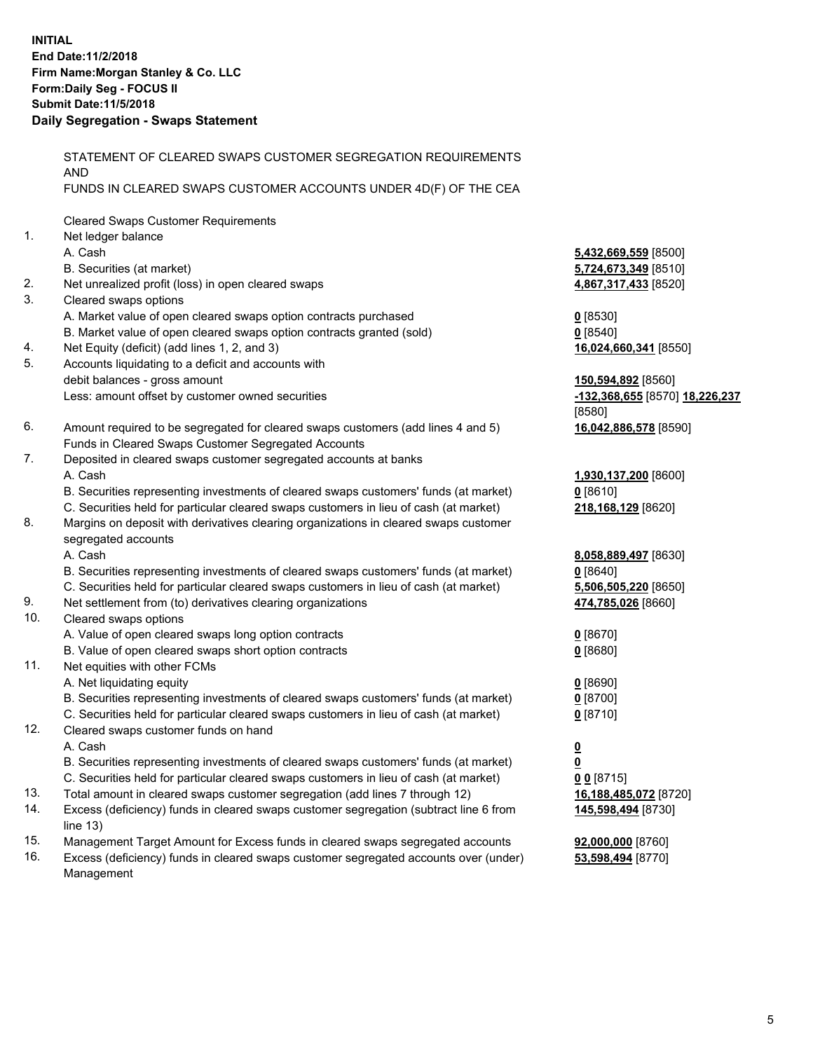**INITIAL**
**End Date:11/2/2018**
**Firm Name:Morgan Stanley & Co. LLC**
**Form:Daily Seg - FOCUS II**
**Submit Date:11/5/2018**
**Daily Segregation - Swaps Statement**

STATEMENT OF CLEARED SWAPS CUSTOMER SEGREGATION REQUIREMENTS AND FUNDS IN CLEARED SWAPS CUSTOMER ACCOUNTS UNDER 4D(F) OF THE CEA

| | | |
|---|---|---|
| | Cleared Swaps Customer Requirements | |
| 1. | Net ledger balance | |
| | A. Cash | **5,432,669,559** [8500] |
| | B. Securities (at market) | **5,724,673,349** [8510] |
| 2. | Net unrealized profit (loss) in open cleared swaps | **4,867,317,433** [8520] |
| 3. | Cleared swaps options | |
| | A. Market value of open cleared swaps option contracts purchased | **0** [8530] |
| | B. Market value of open cleared swaps option contracts granted (sold) | **0** [8540] |
| 4. | Net Equity (deficit) (add lines 1, 2, and 3) | **16,024,660,341** [8550] |
| 5. | Accounts liquidating to a deficit and accounts with debit balances - gross amount | **150,594,892** [8560] |
| | Less: amount offset by customer owned securities | **-132,368,655** [8570] **18,226,237** [8580] |
| 6. | Amount required to be segregated for cleared swaps customers (add lines 4 and 5) | **16,042,886,578** [8590] |
| | Funds in Cleared Swaps Customer Segregated Accounts | |
| 7. | Deposited in cleared swaps customer segregated accounts at banks | |
| | A. Cash | **1,930,137,200** [8600] |
| | B. Securities representing investments of cleared swaps customers' funds (at market) | **0** [8610] |
| | C. Securities held for particular cleared swaps customers in lieu of cash (at market) | **218,168,129** [8620] |
| 8. | Margins on deposit with derivatives clearing organizations in cleared swaps customer segregated accounts | |
| | A. Cash | **8,058,889,497** [8630] |
| | B. Securities representing investments of cleared swaps customers' funds (at market) | **0** [8640] |
| | C. Securities held for particular cleared swaps customers in lieu of cash (at market) | **5,506,505,220** [8650] |
| 9. | Net settlement from (to) derivatives clearing organizations | **474,785,026** [8660] |
| 10. | Cleared swaps options | |
| | A. Value of open cleared swaps long option contracts | **0** [8670] |
| | B. Value of open cleared swaps short option contracts | **0** [8680] |
| 11. | Net equities with other FCMs | |
| | A. Net liquidating equity | **0** [8690] |
| | B. Securities representing investments of cleared swaps customers' funds (at market) | **0** [8700] |
| | C. Securities held for particular cleared swaps customers in lieu of cash (at market) | **0** [8710] |
| 12. | Cleared swaps customer funds on hand | |
| | A. Cash | **0** |
| | B. Securities representing investments of cleared swaps customers' funds (at market) | **0** |
| | C. Securities held for particular cleared swaps customers in lieu of cash (at market) | **0** **0** [8715] |
| 13. | Total amount in cleared swaps customer segregation (add lines 7 through 12) | **16,188,485,072** [8720] |
| 14. | Excess (deficiency) funds in cleared swaps customer segregation (subtract line 6 from line 13) | **145,598,494** [8730] |
| 15. | Management Target Amount for Excess funds in cleared swaps segregated accounts | **92,000,000** [8760] |
| 16. | Excess (deficiency) funds in cleared swaps customer segregated accounts over (under) Management | **53,598,494** [8770] |